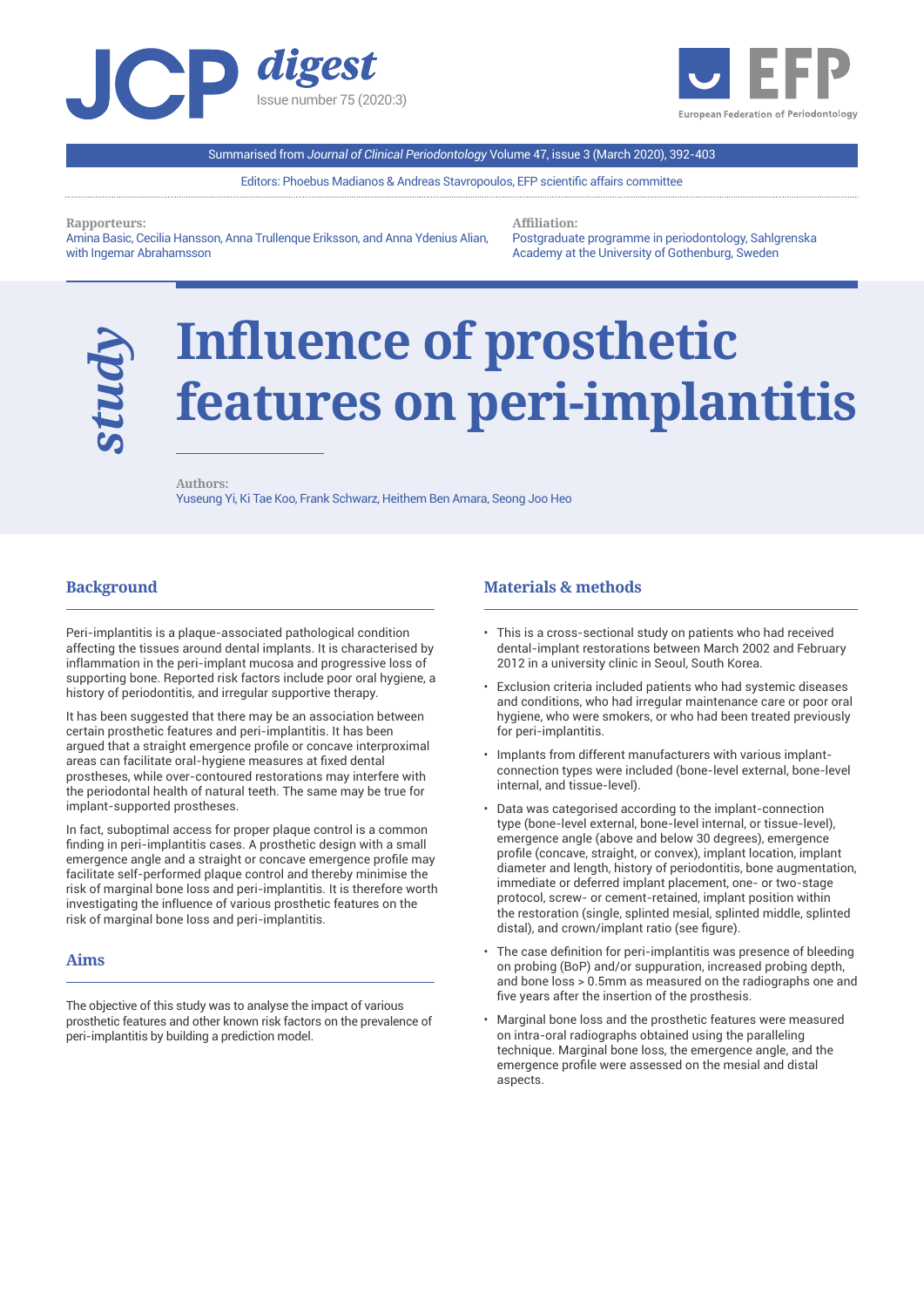# JCP digest

Issue number 75 (2020:3)

EFP European Federation of Periodontology

Summarised from *Journal of Clinical Periodontology* Volume 47, issue 3 (March 2020), 392-403

Editors: Phoebus Madianos & Andreas Stavropoulos, EFP scientific affairs committee

**Rapporteurs:**
Amina Basic, Cecilia Hansson, Anna Trullenque Eriksson, and Anna Ydenius Alian, with Ingemar Abrahamsson

**Affiliation:**
Postgraduate programme in periodontology, Sahlgrenska Academy at the University of Gothenburg, Sweden

*study*

# Influence of prosthetic features on peri-implantitis

**Authors:**
Yuseung Yi, Ki Tae Koo, Frank Schwarz, Heithem Ben Amara, Seong Joo Heo

## Background

Peri-implantitis is a plaque-associated pathological condition affecting the tissues around dental implants. It is characterised by inflammation in the peri-implant mucosa and progressive loss of supporting bone. Reported risk factors include poor oral hygiene, a history of periodontitis, and irregular supportive therapy.

It has been suggested that there may be an association between certain prosthetic features and peri-implantitis. It has been argued that a straight emergence profile or concave interproximal areas can facilitate oral-hygiene measures at fixed dental prostheses, while over-contoured restorations may interfere with the periodontal health of natural teeth. The same may be true for implant-supported prostheses.

In fact, suboptimal access for proper plaque control is a common finding in peri-implantitis cases. A prosthetic design with a small emergence angle and a straight or concave emergence profile may facilitate self-performed plaque control and thereby minimise the risk of marginal bone loss and peri-implantitis. It is therefore worth investigating the influence of various prosthetic features on the risk of marginal bone loss and peri-implantitis.

## Aims

The objective of this study was to analyse the impact of various prosthetic features and other known risk factors on the prevalence of peri-implantitis by building a prediction model.

## Materials & methods

- This is a cross-sectional study on patients who had received dental-implant restorations between March 2002 and February 2012 in a university clinic in Seoul, South Korea.
- Exclusion criteria included patients who had systemic diseases and conditions, who had irregular maintenance care or poor oral hygiene, who were smokers, or who had been treated previously for peri-implantitis.
- Implants from different manufacturers with various implant-connection types were included (bone-level external, bone-level internal, and tissue-level).
- Data was categorised according to the implant-connection type (bone-level external, bone-level internal, or tissue-level), emergence angle (above and below 30 degrees), emergence profile (concave, straight, or convex), implant location, implant diameter and length, history of periodontitis, bone augmentation, immediate or deferred implant placement, one- or two-stage protocol, screw- or cement-retained, implant position within the restoration (single, splinted mesial, splinted middle, splinted distal), and crown/implant ratio (see figure).
- The case definition for peri-implantitis was presence of bleeding on probing (BoP) and/or suppuration, increased probing depth, and bone loss > 0.5mm as measured on the radiographs one and five years after the insertion of the prosthesis.
- Marginal bone loss and the prosthetic features were measured on intra-oral radiographs obtained using the paralleling technique. Marginal bone loss, the emergence angle, and the emergence profile were assessed on the mesial and distal aspects.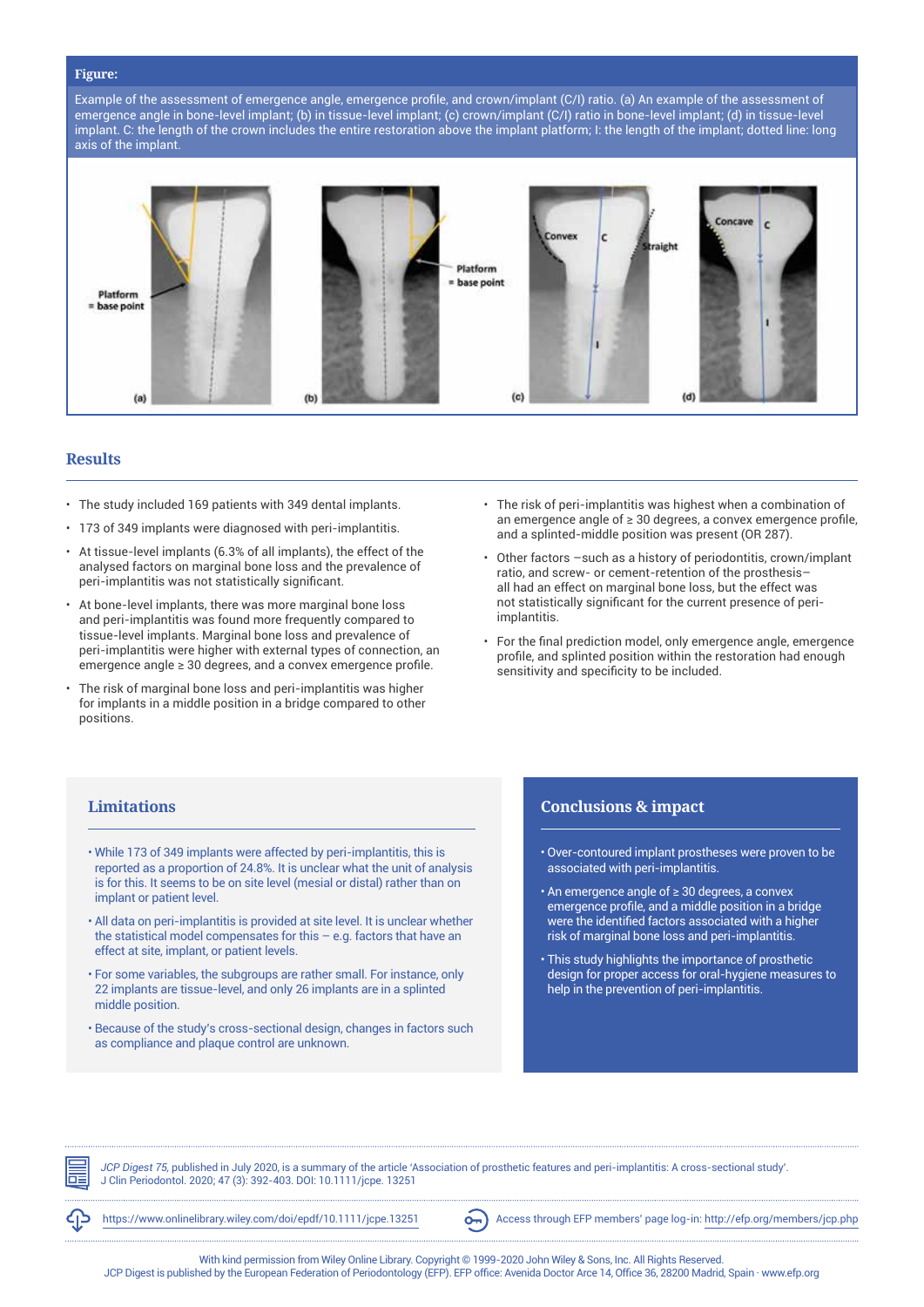**Figure:**

Example of the assessment of emergence angle, emergence profile, and crown/implant (C/I) ratio. (a) An example of the assessment of emergence angle in bone-level implant; (b) in tissue-level implant; (c) crown/implant (C/I) ratio in bone-level implant; (d) in tissue-level implant. C: the length of the crown includes the entire restoration above the implant platform; I: the length of the implant; dotted line: long axis of the implant.

Platform = base point

(a)

Platform = base point

(b)

Convex

C

Straight

I

(c)

Concave

C

I

(d)

## Results

- The study included 169 patients with 349 dental implants.
- 173 of 349 implants were diagnosed with peri-implantitis.
- At tissue-level implants (6.3% of all implants), the effect of the analysed factors on marginal bone loss and the prevalence of peri-implantitis was not statistically significant.
- At bone-level implants, there was more marginal bone loss and peri-implantitis was found more frequently compared to tissue-level implants. Marginal bone loss and prevalence of peri-implantitis were higher with external types of connection, an emergence angle ≥ 30 degrees, and a convex emergence profile.
- The risk of marginal bone loss and peri-implantitis was higher for implants in a middle position in a bridge compared to other positions.
- The risk of peri-implantitis was highest when a combination of an emergence angle of ≥ 30 degrees, a convex emergence profile, and a splinted-middle position was present (OR 287).
- Other factors –such as a history of periodontitis, crown/implant ratio, and screw- or cement-retention of the prosthesis– all had an effect on marginal bone loss, but the effect was not statistically significant for the current presence of peri-implantitis.
- For the final prediction model, only emergence angle, emergence profile, and splinted position within the restoration had enough sensitivity and specificity to be included.

## Limitations

- While 173 of 349 implants were affected by peri-implantitis, this is reported as a proportion of 24.8%. It is unclear what the unit of analysis is for this. It seems to be on site level (mesial or distal) rather than on implant or patient level.
- All data on peri-implantitis is provided at site level. It is unclear whether the statistical model compensates for this – e.g. factors that have an effect at site, implant, or patient levels.
- For some variables, the subgroups are rather small. For instance, only 22 implants are tissue-level, and only 26 implants are in a splinted middle position.
- Because of the study's cross-sectional design, changes in factors such as compliance and plaque control are unknown.

## Conclusions & impact

- Over-contoured implant prostheses were proven to be associated with peri-implantitis.
- An emergence angle of ≥ 30 degrees, a convex emergence profile, and a middle position in a bridge were the identified factors associated with a higher risk of marginal bone loss and peri-implantitis.
- This study highlights the importance of prosthetic design for proper access for oral-hygiene measures to help in the prevention of peri-implantitis.

*JCP Digest 75*, published in July 2020, is a summary of the article 'Association of prosthetic features and peri-implantitis: A cross-sectional study'. J Clin Periodontol. 2020; 47 (3): 392-403. DOI: 10.1111/jcpe. 13251

https://www.onlinelibrary.wiley.com/doi/epdf/10.1111/jcpe.13251

Access through EFP members' page log-in: http://efp.org/members/jcp.php

With kind permission from Wiley Online Library. Copyright © 1999-2020 John Wiley & Sons, Inc. All Rights Reserved.
JCP Digest is published by the European Federation of Periodontology (EFP). EFP office: Avenida Doctor Arce 14, Office 36, 28200 Madrid, Spain · www.efp.org